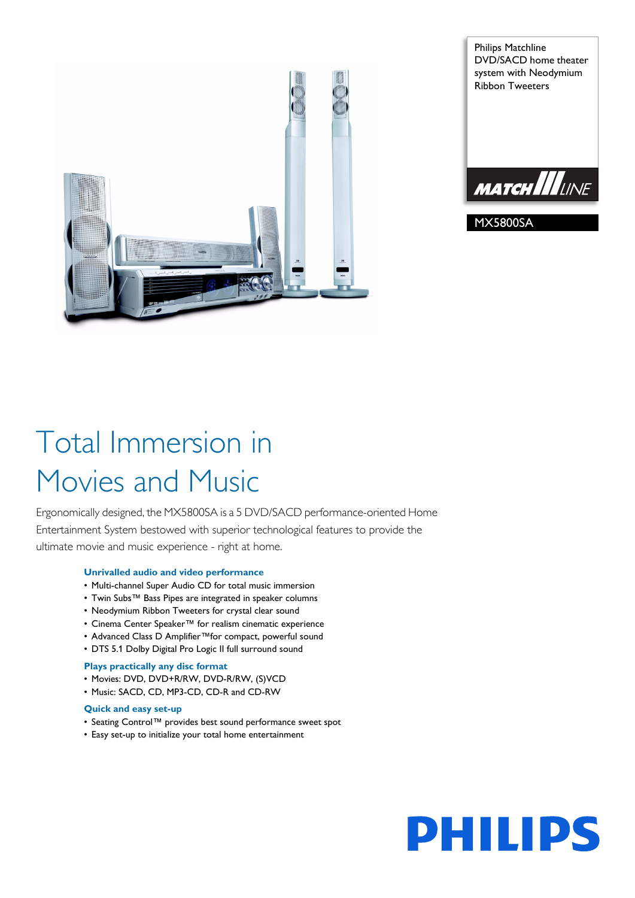Philips Matchline DVD/SACD home theater system with Neodymium Ribbon Tweeters

MATCHLINE

MX5800SA

# Total Immersion in Movies and Music

Ergonomically designed, the MX5800SA is a 5 DVD/SACD performance-oriented Home Entertainment System bestowed with superior technological features to provide the ultimate movie and music experience - right at home.

### Unrivalled audio and video performance

- Multi-channel Super Audio CD for total music immersion
- Twin Subs™ Bass Pipes are integrated in speaker columns
- Neodymium Ribbon Tweeters for crystal clear sound
- Cinema Center Speaker™ for realism cinematic experience
- Advanced Class D Amplifier™for compact, powerful sound
- DTS 5.1 Dolby Digital Pro Logic II full surround sound

### Plays practically any disc format

- Movies: DVD, DVD+R/RW, DVD-R/RW, (S)VCD
- Music: SACD, CD, MP3-CD, CD-R and CD-RW

### Quick and easy set-up

- Seating Control™ provides best sound performance sweet spot
- Easy set-up to initialize your total home entertainment

PHILIPS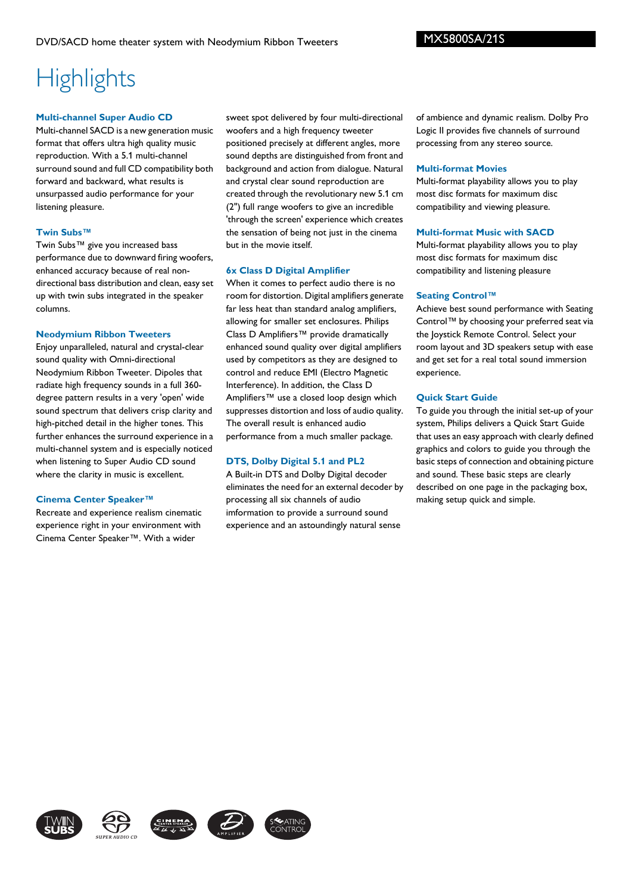# Highlights

### Multi-channel Super Audio CD

Multi-channel SACD is a new generation music format that offers ultra high quality music reproduction. With a 5.1 multi-channel surround sound and full CD compatibility both forward and backward, what results is unsurpassed audio performance for your listening pleasure.

### Twin Subs™

Twin Subs™ give you increased bass performance due to downward firing woofers, enhanced accuracy because of real non-directional bass distribution and clean, easy set up with twin subs integrated in the speaker columns.

### Neodymium Ribbon Tweeters

Enjoy unparalleled, natural and crystal-clear sound quality with Omni-directional Neodymium Ribbon Tweeter. Dipoles that radiate high frequency sounds in a full 360-degree pattern results in a very 'open' wide sound spectrum that delivers crisp clarity and high-pitched detail in the higher tones. This further enhances the surround experience in a multi-channel system and is especially noticed when listening to Super Audio CD sound where the clarity in music is excellent.

### Cinema Center Speaker™

Recreate and experience realism cinematic experience right in your environment with Cinema Center Speaker™. With a wider sweet spot delivered by four multi-directional woofers and a high frequency tweeter positioned precisely at different angles, more sound depths are distinguished from front and background and action from dialogue. Natural and crystal clear sound reproduction are created through the revolutionary new 5.1 cm (2") full range woofers to give an incredible 'through the screen' experience which creates the sensation of being not just in the cinema but in the movie itself.

### 6x Class D Digital Amplifier

When it comes to perfect audio there is no room for distortion. Digital amplifiers generate far less heat than standard analog amplifiers, allowing for smaller set enclosures. Philips Class D Amplifiers™ provide dramatically enhanced sound quality over digital amplifiers used by competitors as they are designed to control and reduce EMI (Electro Magnetic Interference). In addition, the Class D Amplifiers™ use a closed loop design which suppresses distortion and loss of audio quality. The overall result is enhanced audio performance from a much smaller package.

### DTS, Dolby Digital 5.1 and PL2

A Built-in DTS and Dolby Digital decoder eliminates the need for an external decoder by processing all six channels of audio information to provide a surround sound experience and an astoundingly natural sense of ambience and dynamic realism. Dolby Pro Logic II provides five channels of surround processing from any stereo source.

### Multi-format Movies

Multi-format playability allows you to play most disc formats for maximum disc compatibility and viewing pleasure.

### Multi-format Music with SACD

Multi-format playability allows you to play most disc formats for maximum disc compatibility and listening pleasure

### Seating Control™

Achieve best sound performance with Seating Control™ by choosing your preferred seat via the Joystick Remote Control. Select your room layout and 3D speakers setup with ease and get set for a real total sound immersion experience.

### Quick Start Guide

To guide you through the initial set-up of your system, Philips delivers a Quick Start Guide that uses an easy approach with clearly defined graphics and colors to guide you through the basic steps of connection and obtaining picture and sound. These basic steps are clearly described on one page in the packaging box, making setup quick and simple.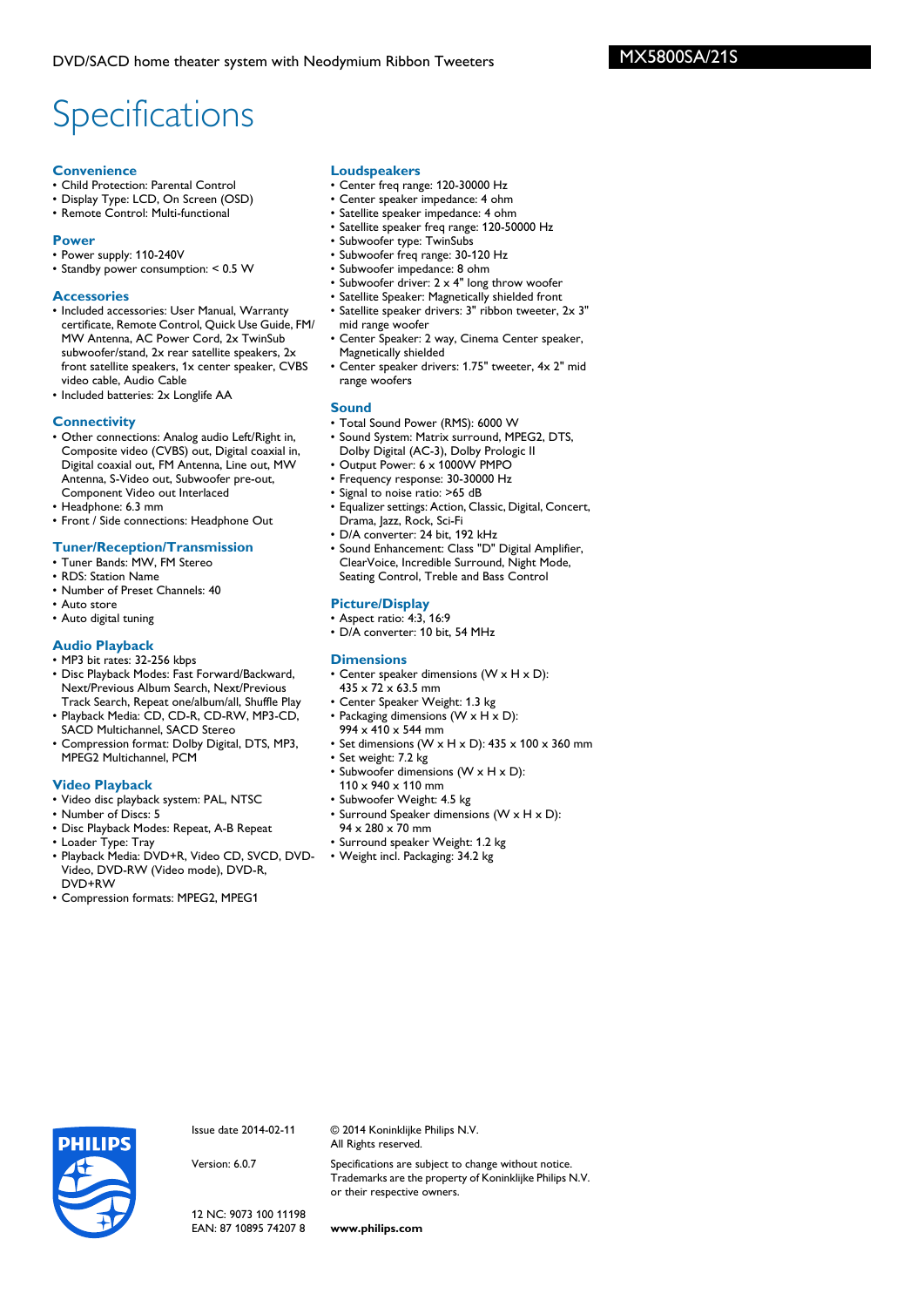DVD/SACD home theater system with Neodymium Ribbon Tweeters

MX5800SA/21S

# Specifications

### Convenience
- Child Protection: Parental Control
- Display Type: LCD, On Screen (OSD)
- Remote Control: Multi-functional

### Power
- Power supply: 110-240V
- Standby power consumption: < 0.5 W

### Accessories
- Included accessories: User Manual, Warranty certificate, Remote Control, Quick Use Guide, FM/MW Antenna, AC Power Cord, 2x TwinSub subwoofer/stand, 2x rear satellite speakers, 2x front satellite speakers, 1x center speaker, CVBS video cable, Audio Cable
- Included batteries: 2x Longlife AA

### Connectivity
- Other connections: Analog audio Left/Right in, Composite video (CVBS) out, Digital coaxial in, Digital coaxial out, FM Antenna, Line out, MW Antenna, S-Video out, Subwoofer pre-out, Component Video out Interlaced
- Headphone: 6.3 mm
- Front / Side connections: Headphone Out

### Tuner/Reception/Transmission
- Tuner Bands: MW, FM Stereo
- RDS: Station Name
- Number of Preset Channels: 40
- Auto store
- Auto digital tuning

### Audio Playback
- MP3 bit rates: 32-256 kbps
- Disc Playback Modes: Fast Forward/Backward, Next/Previous Album Search, Next/Previous Track Search, Repeat one/album/all, Shuffle Play
- Playback Media: CD, CD-R, CD-RW, MP3-CD, SACD Multichannel, SACD Stereo
- Compression format: Dolby Digital, DTS, MP3, MPEG2 Multichannel, PCM

### Video Playback
- Video disc playback system: PAL, NTSC
- Number of Discs: 5
- Disc Playback Modes: Repeat, A-B Repeat
- Loader Type: Tray
- Playback Media: DVD+R, Video CD, SVCD, DVD-Video, DVD-RW (Video mode), DVD-R, DVD+RW
- Compression formats: MPEG2, MPEG1

### Loudspeakers
- Center freq range: 120-30000 Hz
- Center speaker impedance: 4 ohm
- Satellite speaker impedance: 4 ohm
- Satellite speaker freq range: 120-50000 Hz
- Subwoofer type: TwinSubs
- Subwoofer freq range: 30-120 Hz
- Subwoofer impedance: 8 ohm
- Subwoofer driver: 2 x 4" long throw woofer
- Satellite Speaker: Magnetically shielded front
- Satellite speaker drivers: 3" ribbon tweeter, 2x 3" mid range woofer
- Center Speaker: 2 way, Cinema Center speaker, Magnetically shielded
- Center speaker drivers: 1.75" tweeter, 4x 2" mid range woofers

### Sound
- Total Sound Power (RMS): 6000 W
- Sound System: Matrix surround, MPEG2, DTS, Dolby Digital (AC-3), Dolby Prologic II
- Output Power: 6 x 1000W PMPO
- Frequency response: 30-30000 Hz
- Signal to noise ratio: >65 dB
- Equalizer settings: Action, Classic, Digital, Concert, Drama, Jazz, Rock, Sci-Fi
- D/A converter: 24 bit, 192 kHz
- Sound Enhancement: Class "D" Digital Amplifier, ClearVoice, Incredible Surround, Night Mode, Seating Control, Treble and Bass Control

### Picture/Display
- Aspect ratio: 4:3, 16:9
- D/A converter: 10 bit, 54 MHz

### Dimensions
- Center speaker dimensions (W x H x D): 435 x 72 x 63.5 mm
- Center Speaker Weight: 1.3 kg
- Packaging dimensions (W x H x D): 994 x 410 x 544 mm
- Set dimensions (W x H x D): 435 x 100 x 360 mm
- Set weight: 7.2 kg
- Subwoofer dimensions (W x H x D): 110 x 940 x 110 mm
- Subwoofer Weight: 4.5 kg
- Surround Speaker dimensions (W x H x D): 94 x 280 x 70 mm
- Surround speaker Weight: 1.2 kg
- Weight incl. Packaging: 34.2 kg

Issue date 2014-02-11

Version: 6.0.7

12 NC: 9073 100 11198
EAN: 87 10895 74207 8

© 2014 Koninklijke Philips N.V.
All Rights reserved.

Specifications are subject to change without notice. Trademarks are the property of Koninklijke Philips N.V. or their respective owners.

**www.philips.com**